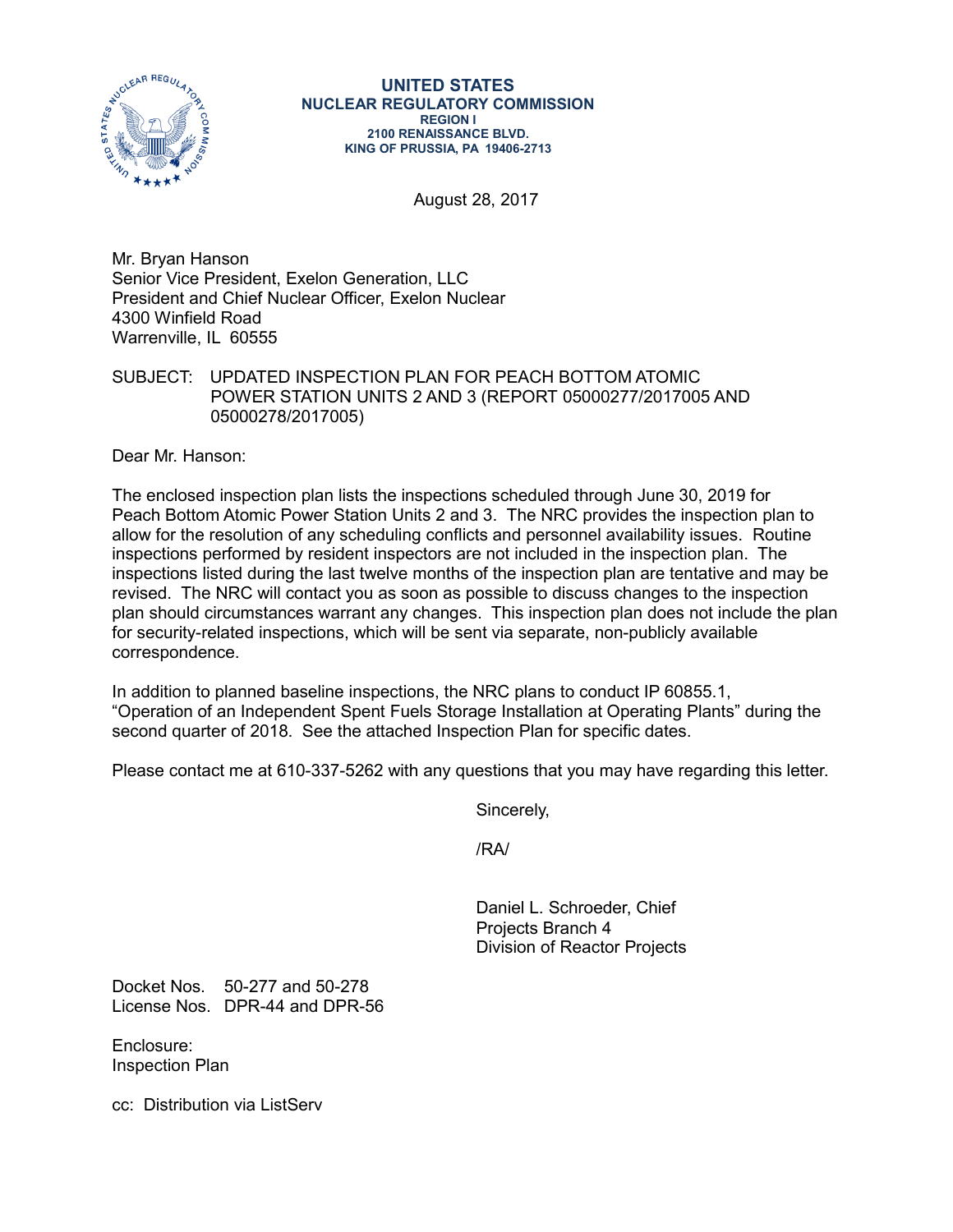**UNITED STATES**
**NUCLEAR REGULATORY COMMISSION**
**REGION I**
**2100 RENAISSANCE BLVD.**
**KING OF PRUSSIA, PA 19406-2713**

August 28, 2017

Mr. Bryan Hanson
Senior Vice President, Exelon Generation, LLC
President and Chief Nuclear Officer, Exelon Nuclear
4300 Winfield Road
Warrenville, IL 60555

SUBJECT: UPDATED INSPECTION PLAN FOR PEACH BOTTOM ATOMIC POWER STATION UNITS 2 AND 3 (REPORT 05000277/2017005 AND 05000278/2017005)

Dear Mr. Hanson:

The enclosed inspection plan lists the inspections scheduled through June 30, 2019 for Peach Bottom Atomic Power Station Units 2 and 3. The NRC provides the inspection plan to allow for the resolution of any scheduling conflicts and personnel availability issues. Routine inspections performed by resident inspectors are not included in the inspection plan. The inspections listed during the last twelve months of the inspection plan are tentative and may be revised. The NRC will contact you as soon as possible to discuss changes to the inspection plan should circumstances warrant any changes. This inspection plan does not include the plan for security-related inspections, which will be sent via separate, non-publicly available correspondence.

In addition to planned baseline inspections, the NRC plans to conduct IP 60855.1, "Operation of an Independent Spent Fuels Storage Installation at Operating Plants" during the second quarter of 2018. See the attached Inspection Plan for specific dates.

Please contact me at 610-337-5262 with any questions that you may have regarding this letter.

Sincerely,

/RA/

Daniel L. Schroeder, Chief
Projects Branch 4
Division of Reactor Projects

Docket Nos. 50-277 and 50-278
License Nos. DPR-44 and DPR-56

Enclosure:
Inspection Plan

cc: Distribution via ListServ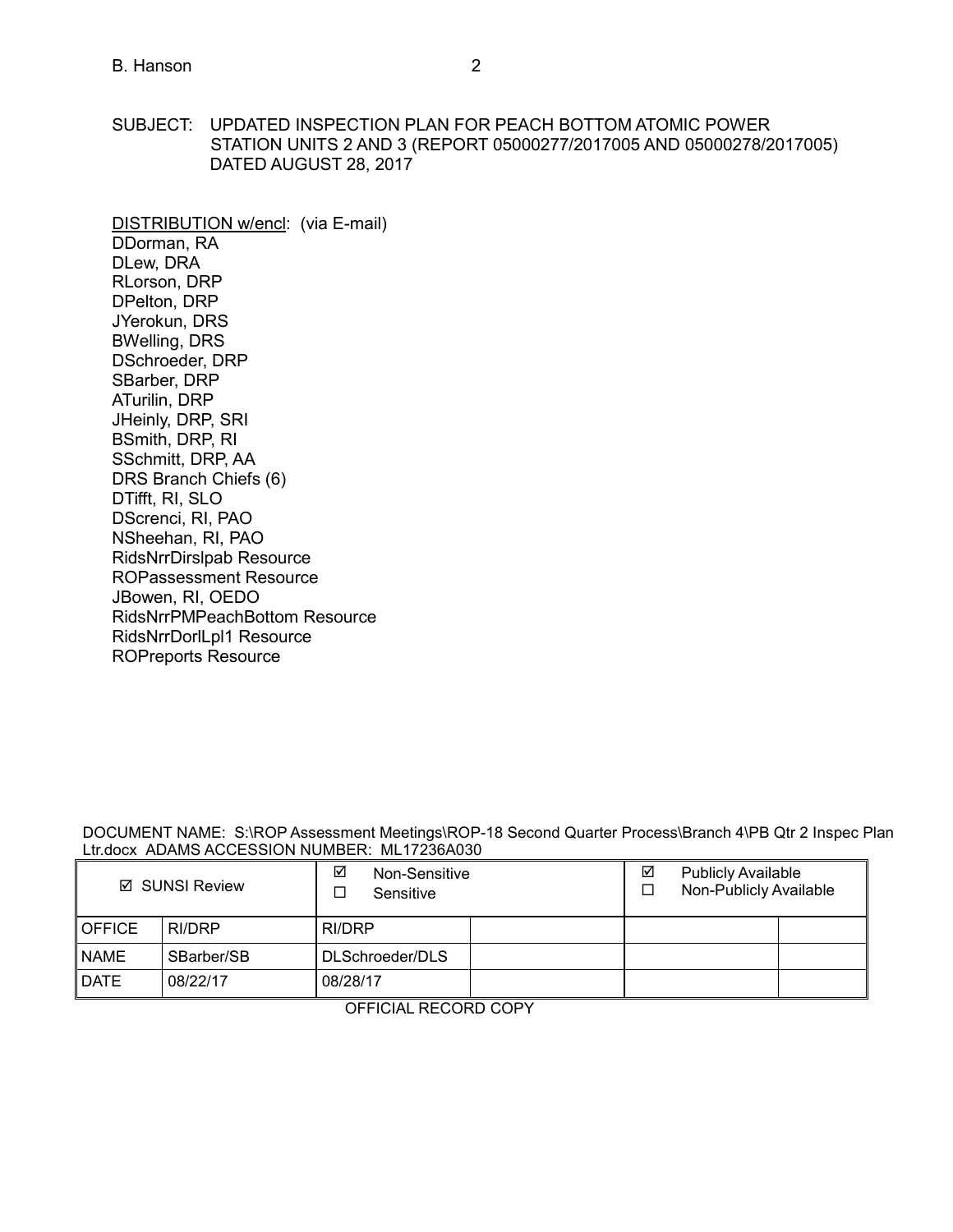SUBJECT: UPDATED INSPECTION PLAN FOR PEACH BOTTOM ATOMIC POWER STATION UNITS 2 AND 3 (REPORT 05000277/2017005 AND 05000278/2017005) DATED AUGUST 28, 2017

DISTRIBUTION w/encl: (via E-mail)
DDorman, RA
DLew, DRA
RLorson, DRP
DPelton, DRP
JYerokun, DRS
BWelling, DRS
DSchroeder, DRP
SBarber, DRP
ATurilin, DRP
JHeinly, DRP, SRI
BSmith, DRP, RI
SSchmitt, DRP, AA
DRS Branch Chiefs (6)
DTifft, RI, SLO
DScrenci, RI, PAO
NSheehan, RI, PAO
RidsNrrDirslpab Resource
ROPassessment Resource
JBowen, RI, OEDO
RidsNrrPMPeachBottom Resource
RidsNrrDorlLpl1 Resource
ROPreports Resource

DOCUMENT NAME: S:\ROP Assessment Meetings\ROP-18 Second Quarter Process\Branch 4\PB Qtr 2 Inspec Plan Ltr.docx ADAMS ACCESSION NUMBER: ML17236A030

| ☑ SUNSI Review | | ☑ Non-Sensitive ☐ Sensitive | | ☑ Publicly Available ☐ Non-Publicly Available | |
|---|---|---|---|---|---|
| OFFICE | RI/DRP | RI/DRP | | | |
| NAME | SBarber/SB | DLSchroeder/DLS | | | |
| DATE | 08/22/17 | 08/28/17 | | | |

OFFICIAL RECORD COPY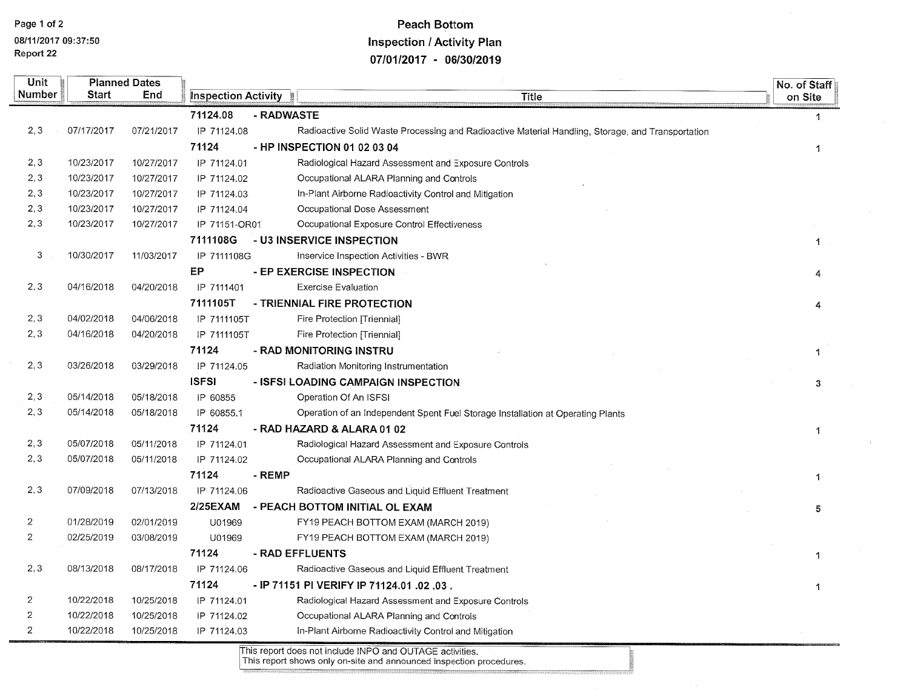# Peach Bottom
## Inspection / Activity Plan
## 07/01/2017 - 06/30/2019

08/11/2017 09:37:50
Report 22

| Unit Number | Planned Dates Start | End | Inspection Activity | Title | No. of Staff on Site |
|---|---|---|---|---|---|
| | | | **71124.08** | **- RADWASTE** | 1 |
| 2, 3 | 07/17/2017 | 07/21/2017 | IP 71124.08 | Radioactive Solid Waste Processing and Radioactive Material Handling, Storage, and Transportation | |
| | | | **71124** | **- HP INSPECTION 01 02 03 04** | 1 |
| 2, 3 | 10/23/2017 | 10/27/2017 | IP 71124.01 | Radiological Hazard Assessment and Exposure Controls | |
| 2, 3 | 10/23/2017 | 10/27/2017 | IP 71124.02 | Occupational ALARA Planning and Controls | |
| 2, 3 | 10/23/2017 | 10/27/2017 | IP 71124.03 | In-Plant Airborne Radioactivity Control and Mitigation | |
| 2, 3 | 10/23/2017 | 10/27/2017 | IP 71124.04 | Occupational Dose Assessment | |
| 2, 3 | 10/23/2017 | 10/27/2017 | IP 71151-OR01 | Occupational Exposure Control Effectiveness | |
| | | | **7111108G** | **- U3 INSERVICE INSPECTION** | 1 |
| 3 | 10/30/2017 | 11/03/2017 | IP 7111108G | Inservice Inspection Activities - BWR | |
| | | | **EP** | **- EP EXERCISE INSPECTION** | 4 |
| 2, 3 | 04/16/2018 | 04/20/2018 | IP 7111401 | Exercise Evaluation | |
| | | | **7111105T** | **- TRIENNIAL FIRE PROTECTION** | 4 |
| 2, 3 | 04/02/2018 | 04/06/2018 | IP 7111105T | Fire Protection [Triennial] | |
| 2, 3 | 04/16/2018 | 04/20/2018 | IP 7111105T | Fire Protection [Triennial] | |
| | | | **71124** | **- RAD MONITORING INSTRU** | 1 |
| 2, 3 | 03/26/2018 | 03/29/2018 | IP 71124.05 | Radiation Monitoring Instrumentation | |
| | | | **ISFSI** | **- ISFSI LOADING CAMPAIGN INSPECTION** | 3 |
| 2, 3 | 05/14/2018 | 05/18/2018 | IP 60855 | Operation Of An ISFSI | |
| 2, 3 | 05/14/2018 | 05/18/2018 | IP 60855.1 | Operation of an Independent Spent Fuel Storage Installation at Operating Plants | |
| | | | **71124** | **- RAD HAZARD & ALARA 01 02** | 1 |
| 2, 3 | 05/07/2018 | 05/11/2018 | IP 71124.01 | Radiological Hazard Assessment and Exposure Controls | |
| 2, 3 | 05/07/2018 | 05/11/2018 | IP 71124.02 | Occupational ALARA Planning and Controls | |
| | | | **71124** | **- REMP** | 1 |
| 2, 3 | 07/09/2018 | 07/13/2018 | IP 71124.06 | Radioactive Gaseous and Liquid Effluent Treatment | |
| | | | **2/25EXAM** | **- PEACH BOTTOM INITIAL OL EXAM** | 5 |
| 2 | 01/28/2019 | 02/01/2019 | U01969 | FY19 PEACH BOTTOM EXAM (MARCH 2019) | |
| 2 | 02/25/2019 | 03/08/2019 | U01969 | FY19 PEACH BOTTOM EXAM (MARCH 2019) | |
| | | | **71124** | **- RAD EFFLUENTS** | 1 |
| 2, 3 | 08/13/2018 | 08/17/2018 | IP 71124.06 | Radioactive Gaseous and Liquid Effluent Treatment | |
| | | | **71124** | **- IP 71151 PI VERIFY IP 71124.01 .02 .03 .** | 1 |
| 2 | 10/22/2018 | 10/25/2018 | IP 71124.01 | Radiological Hazard Assessment and Exposure Controls | |
| 2 | 10/22/2018 | 10/25/2018 | IP 71124.02 | Occupational ALARA Planning and Controls | |
| 2 | 10/22/2018 | 10/25/2018 | IP 71124.03 | In-Plant Airborne Radioactivity Control and Mitigation | |

This report does not include INPO and OUTAGE activities.
This report shows only on-site and announced inspection procedures.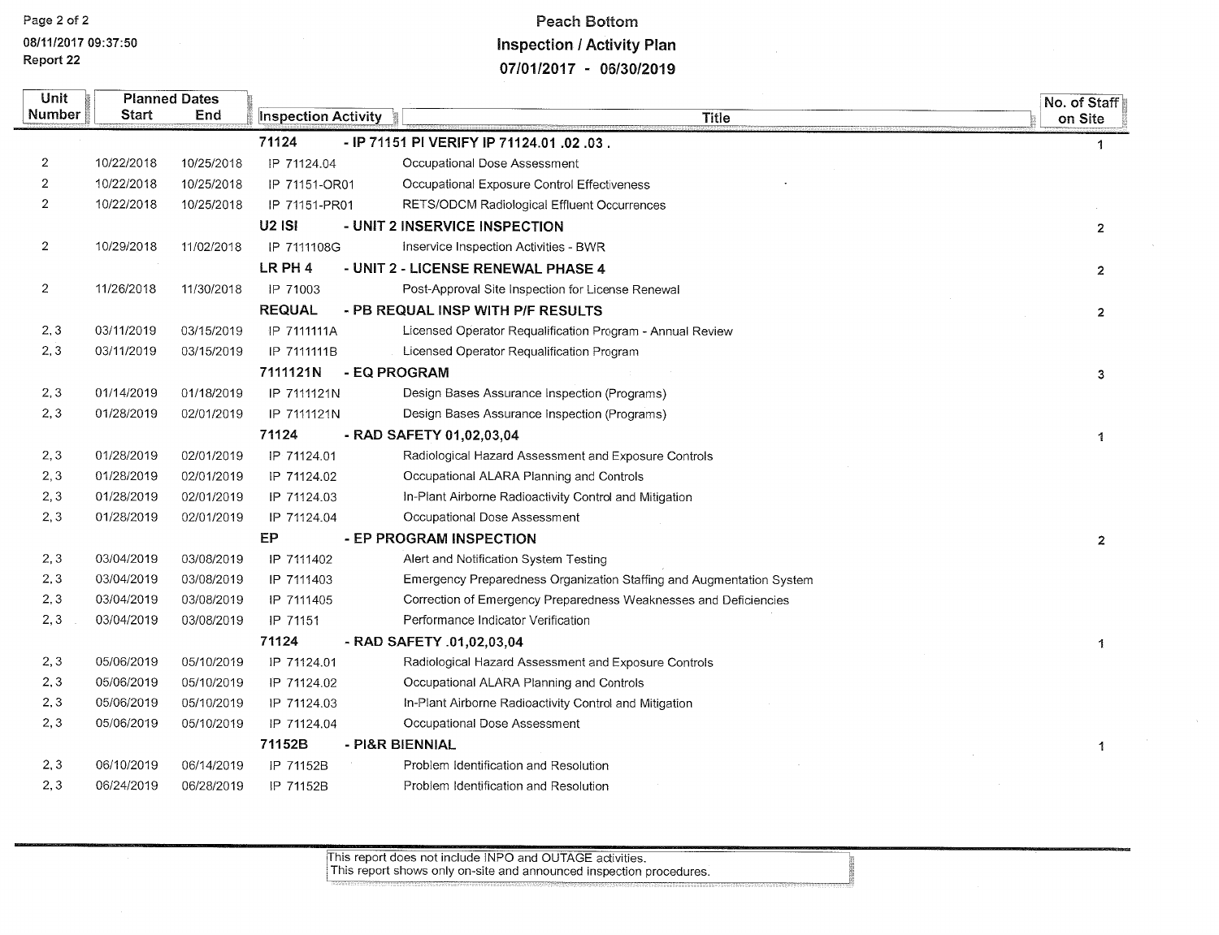## Peach Bottom
## Inspection / Activity Plan
## 07/01/2017 - 06/30/2019

08/11/2017 09:37:50
Report 22

| Unit Number | Planned Dates Start | End | Inspection Activity | Title | No. of Staff on Site |
|---|---|---|---|---|---|
| | | | **71124** | **- IP 71151 PI VERIFY IP 71124.01 .02 .03 .** | 1 |
| 2 | 10/22/2018 | 10/25/2018 | IP 71124.04 | Occupational Dose Assessment | |
| 2 | 10/22/2018 | 10/25/2018 | IP 71151-OR01 | Occupational Exposure Control Effectiveness | |
| 2 | 10/22/2018 | 10/25/2018 | IP 71151-PR01 | RETS/ODCM Radiological Effluent Occurrences | |
| | | | **U2 ISI** | **- UNIT 2 INSERVICE INSPECTION** | 2 |
| 2 | 10/29/2018 | 11/02/2018 | IP 7111108G | Inservice Inspection Activities - BWR | |
| | | | **LR PH 4** | **- UNIT 2 - LICENSE RENEWAL PHASE 4** | 2 |
| 2 | 11/26/2018 | 11/30/2018 | IP 71003 | Post-Approval Site Inspection for License Renewal | |
| | | | **REQUAL** | **- PB REQUAL INSP WITH P/F RESULTS** | 2 |
| 2, 3 | 03/11/2019 | 03/15/2019 | IP 7111111A | Licensed Operator Requalification Program - Annual Review | |
| 2, 3 | 03/11/2019 | 03/15/2019 | IP 7111111B | Licensed Operator Requalification Program | |
| | | | **7111121N** | **- EQ PROGRAM** | 3 |
| 2, 3 | 01/14/2019 | 01/18/2019 | IP 7111121N | Design Bases Assurance Inspection (Programs) | |
| 2, 3 | 01/28/2019 | 02/01/2019 | IP 7111121N | Design Bases Assurance Inspection (Programs) | |
| | | | **71124** | **- RAD SAFETY 01,02,03,04** | 1 |
| 2, 3 | 01/28/2019 | 02/01/2019 | IP 71124.01 | Radiological Hazard Assessment and Exposure Controls | |
| 2, 3 | 01/28/2019 | 02/01/2019 | IP 71124.02 | Occupational ALARA Planning and Controls | |
| 2, 3 | 01/28/2019 | 02/01/2019 | IP 71124.03 | In-Plant Airborne Radioactivity Control and Mitigation | |
| 2, 3 | 01/28/2019 | 02/01/2019 | IP 71124.04 | Occupational Dose Assessment | |
| | | | **EP** | **- EP PROGRAM INSPECTION** | 2 |
| 2, 3 | 03/04/2019 | 03/08/2019 | IP 7111402 | Alert and Notification System Testing | |
| 2, 3 | 03/04/2019 | 03/08/2019 | IP 7111403 | Emergency Preparedness Organization Staffing and Augmentation System | |
| 2, 3 | 03/04/2019 | 03/08/2019 | IP 7111405 | Correction of Emergency Preparedness Weaknesses and Deficiencies | |
| 2, 3 | 03/04/2019 | 03/08/2019 | IP 71151 | Performance Indicator Verification | |
| | | | **71124** | **- RAD SAFETY .01,02,03,04** | 1 |
| 2, 3 | 05/06/2019 | 05/10/2019 | IP 71124.01 | Radiological Hazard Assessment and Exposure Controls | |
| 2, 3 | 05/06/2019 | 05/10/2019 | IP 71124.02 | Occupational ALARA Planning and Controls | |
| 2, 3 | 05/06/2019 | 05/10/2019 | IP 71124.03 | In-Plant Airborne Radioactivity Control and Mitigation | |
| 2, 3 | 05/06/2019 | 05/10/2019 | IP 71124.04 | Occupational Dose Assessment | |
| | | | **71152B** | **- PI&R BIENNIAL** | 1 |
| 2, 3 | 06/10/2019 | 06/14/2019 | IP 71152B | Problem Identification and Resolution | |
| 2, 3 | 06/24/2019 | 06/28/2019 | IP 71152B | Problem Identification and Resolution | |

This report does not include INPO and OUTAGE activities.
This report shows only on-site and announced inspection procedures.